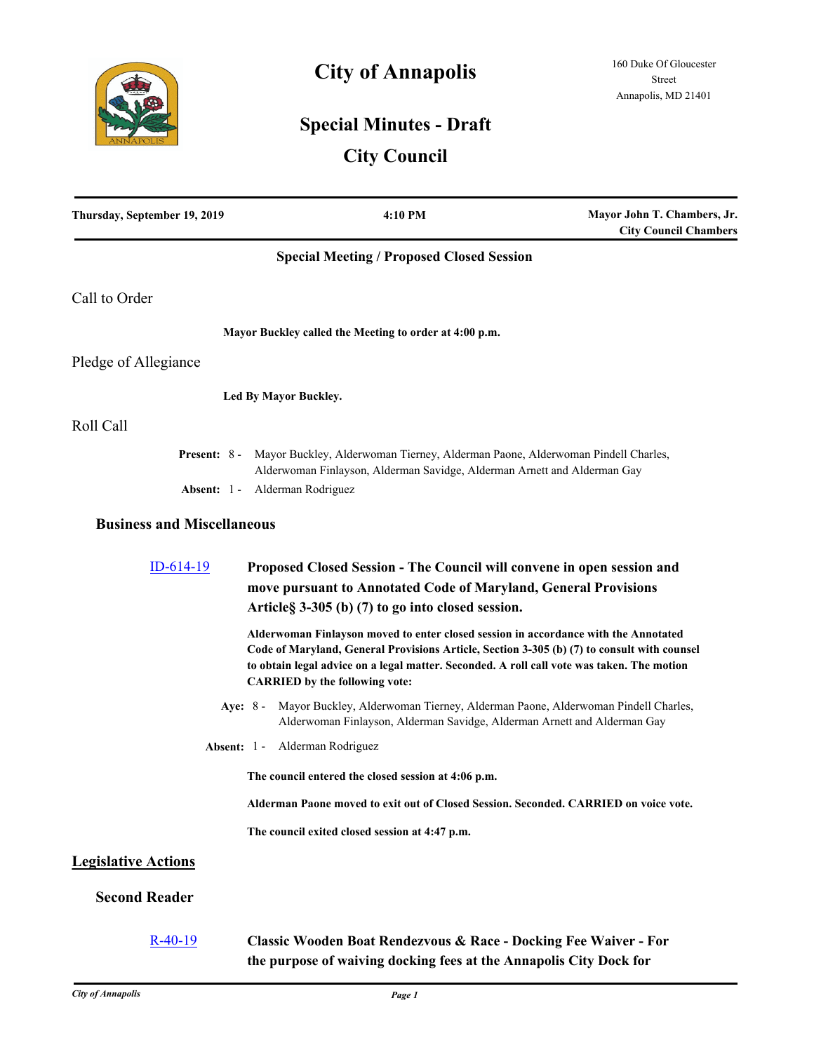# City of Annapolis

160 Duke Of Gloucester Street
Annapolis, MD 21401

## Special Minutes - Draft

## City Council

**Thursday, September 19, 2019** | **4:10 PM** | **Mayor John T. Chambers, Jr. City Council Chambers**

### Special Meeting / Proposed Closed Session

## Call to Order

**Mayor Buckley called the Meeting to order at 4:00 p.m.**

## Pledge of Allegiance

**Led By Mayor Buckley.**

## Roll Call

**Present:** 8 - Mayor Buckley, Alderwoman Tierney, Alderman Paone, Alderwoman Pindell Charles, Alderwoman Finlayson, Alderman Savidge, Alderman Arnett and Alderman Gay

**Absent:** 1 - Alderman Rodriguez

### Business and Miscellaneous

ID-614-19 **Proposed Closed Session - The Council will convene in open session and move pursuant to Annotated Code of Maryland, General Provisions Article§ 3-305 (b) (7) to go into closed session.**

**Alderwoman Finlayson moved to enter closed session in accordance with the Annotated Code of Maryland, General Provisions Article, Section 3-305 (b) (7) to consult with counsel to obtain legal advice on a legal matter. Seconded. A roll call vote was taken. The motion CARRIED by the following vote:**

**Aye:** 8 - Mayor Buckley, Alderwoman Tierney, Alderman Paone, Alderwoman Pindell Charles, Alderwoman Finlayson, Alderman Savidge, Alderman Arnett and Alderman Gay

**Absent:** 1 - Alderman Rodriguez

**The council entered the closed session at 4:06 p.m.**

**Alderman Paone moved to exit out of Closed Session. Seconded. CARRIED on voice vote.**

**The council exited closed session at 4:47 p.m.**

## Legislative Actions

### Second Reader

R-40-19 **Classic Wooden Boat Rendezvous & Race - Docking Fee Waiver - For the purpose of waiving docking fees at the Annapolis City Dock for**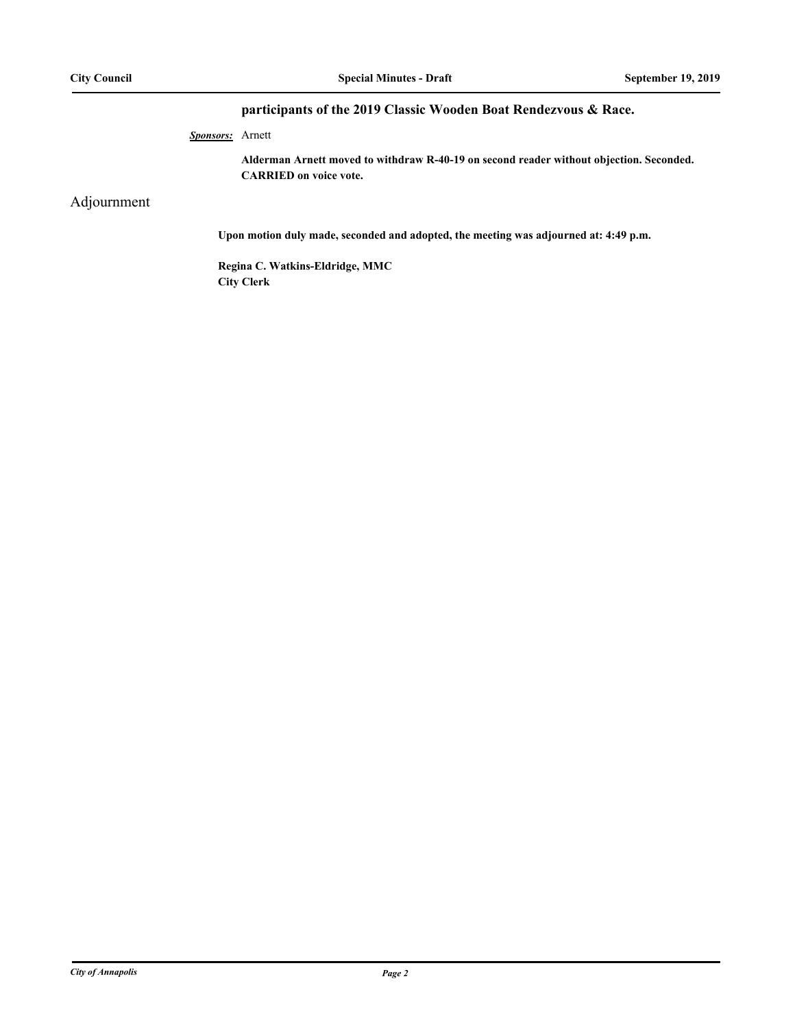**participants of the 2019 Classic Wooden Boat Rendezvous & Race.**

***Sponsors:*** Arnett

**Alderman Arnett moved to withdraw R-40-19 on second reader without objection. Seconded. CARRIED on voice vote.**

## Adjournment

**Upon motion duly made, seconded and adopted, the meeting was adjourned at: 4:49 p.m.**

**Regina C. Watkins-Eldridge, MMC**
**City Clerk**